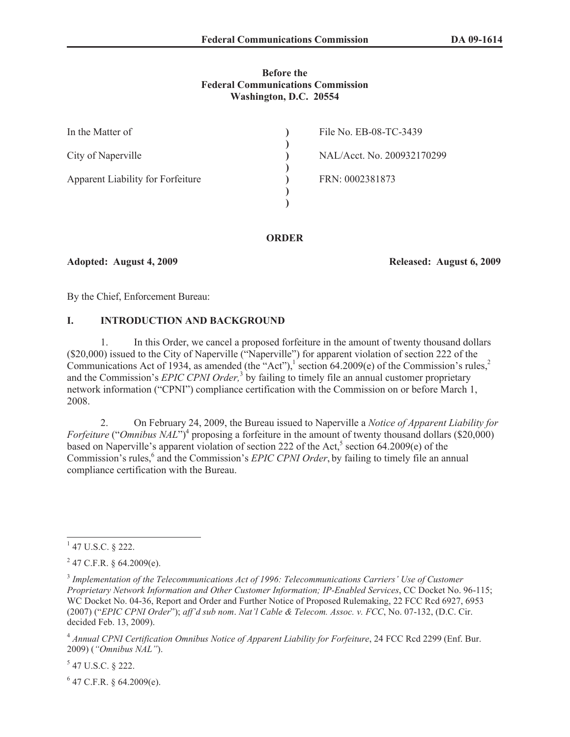**Before the**
**Federal Communications Commission**
**Washington, D.C. 20554**

| | | |
|---|---|---|
| In the Matter of | ) | File No. EB-08-TC-3439 |
| | ) | |
| City of Naperville | ) | NAL/Acct. No. 200932170299 |
| | ) | |
| Apparent Liability for Forfeiture | ) | FRN: 0002381873 |
| | ) | |
| | ) | |

**ORDER**

**Adopted: August 4, 2009** **Released: August 6, 2009**

By the Chief, Enforcement Bureau:

## I. INTRODUCTION AND BACKGROUND

1. In this Order, we cancel a proposed forfeiture in the amount of twenty thousand dollars ($20,000) issued to the City of Naperville ("Naperville") for apparent violation of section 222 of the Communications Act of 1934, as amended (the "Act"),[1] section 64.2009(e) of the Commission's rules,[2] and the Commission's *EPIC CPNI Order,*[3] by failing to timely file an annual customer proprietary network information ("CPNI") compliance certification with the Commission on or before March 1, 2008.

2. On February 24, 2009, the Bureau issued to Naperville a *Notice of Apparent Liability for Forfeiture* ("*Omnibus NAL*")[4] proposing a forfeiture in the amount of twenty thousand dollars ($20,000) based on Naperville's apparent violation of section 222 of the Act,[5] section 64.2009(e) of the Commission's rules,[6] and the Commission's *EPIC CPNI Order*, by failing to timely file an annual compliance certification with the Bureau.

---

[1] 47 U.S.C. § 222.

[2] 47 C.F.R. § 64.2009(e).

[3] *Implementation of the Telecommunications Act of 1996: Telecommunications Carriers' Use of Customer Proprietary Network Information and Other Customer Information; IP-Enabled Services*, CC Docket No. 96-115; WC Docket No. 04-36, Report and Order and Further Notice of Proposed Rulemaking, 22 FCC Rcd 6927, 6953 (2007) ("*EPIC CPNI Order*"); *aff'd sub nom*. *Nat'l Cable & Telecom. Assoc. v. FCC*, No. 07-132, (D.C. Cir. decided Feb. 13, 2009).

[4] *Annual CPNI Certification Omnibus Notice of Apparent Liability for Forfeiture*, 24 FCC Rcd 2299 (Enf. Bur. 2009) (*"Omnibus NAL"*).

[5] 47 U.S.C. § 222.

[6] 47 C.F.R. § 64.2009(e).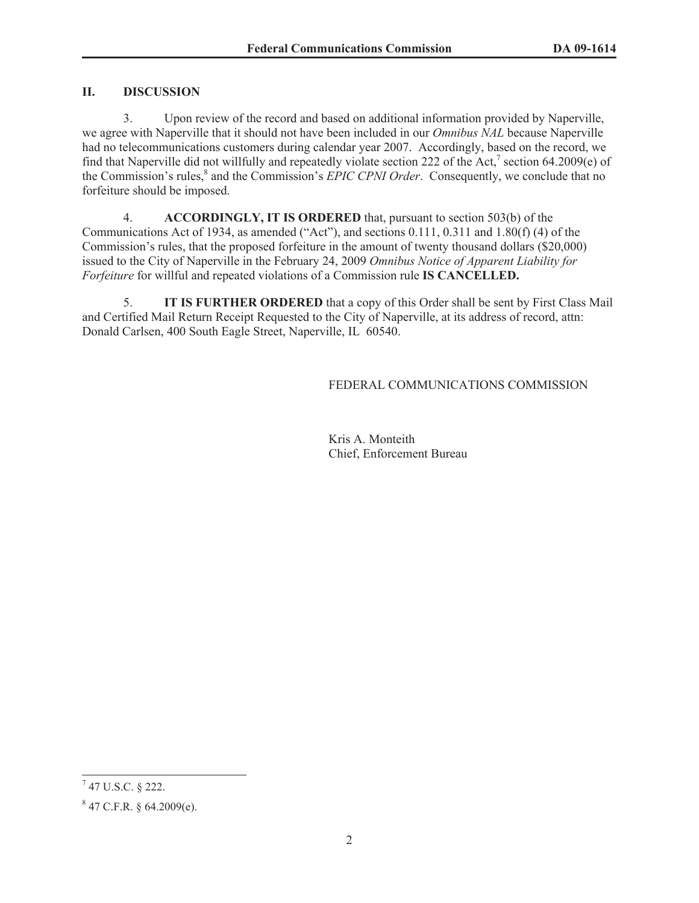## II. DISCUSSION

3. Upon review of the record and based on additional information provided by Naperville, we agree with Naperville that it should not have been included in our *Omnibus NAL* because Naperville had no telecommunications customers during calendar year 2007. Accordingly, based on the record, we find that Naperville did not willfully and repeatedly violate section 222 of the Act,[7] section 64.2009(e) of the Commission's rules,[8] and the Commission's *EPIC CPNI Order*. Consequently, we conclude that no forfeiture should be imposed.

4. **ACCORDINGLY, IT IS ORDERED** that, pursuant to section 503(b) of the Communications Act of 1934, as amended ("Act"), and sections 0.111, 0.311 and 1.80(f) (4) of the Commission's rules, that the proposed forfeiture in the amount of twenty thousand dollars ($20,000) issued to the City of Naperville in the February 24, 2009 *Omnibus Notice of Apparent Liability for Forfeiture* for willful and repeated violations of a Commission rule **IS CANCELLED.**

5. **IT IS FURTHER ORDERED** that a copy of this Order shall be sent by First Class Mail and Certified Mail Return Receipt Requested to the City of Naperville, at its address of record, attn: Donald Carlsen, 400 South Eagle Street, Naperville, IL 60540.

FEDERAL COMMUNICATIONS COMMISSION

Kris A. Monteith
Chief, Enforcement Bureau

---

[7] 47 U.S.C. § 222.

[8] 47 C.F.R. § 64.2009(e).